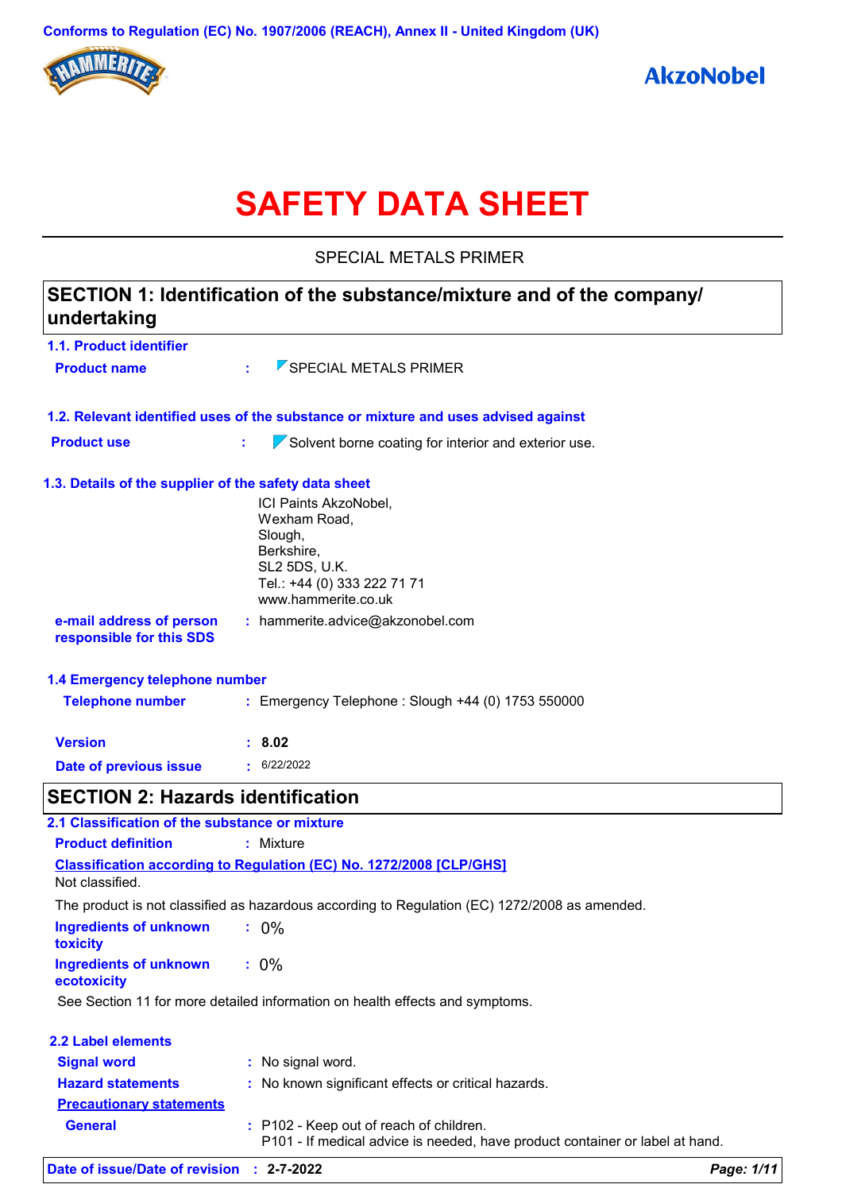Conforms to Regulation (EC) No. 1907/2006 (REACH), Annex II - United Kingdom (UK)

# SAFETY DATA SHEET

SPECIAL METALS PRIMER

## SECTION 1: Identification of the substance/mixture and of the company/undertaking

### 1.1. Product identifier

**Product name** : SPECIAL METALS PRIMER

### 1.2. Relevant identified uses of the substance or mixture and uses advised against

**Product use** : Solvent borne coating for interior and exterior use.

### 1.3. Details of the supplier of the safety data sheet

ICI Paints AkzoNobel,
Wexham Road,
Slough,
Berkshire,
SL2 5DS, U.K.
Tel.: +44 (0) 333 222 71 71
www.hammerite.co.uk

**e-mail address of person responsible for this SDS** : hammerite.advice@akzonobel.com

### 1.4 Emergency telephone number

**Telephone number** : Emergency Telephone : Slough +44 (0) 1753 550000

**Version** : **8.02**

**Date of previous issue** : 6/22/2022

## SECTION 2: Hazards identification

### 2.1 Classification of the substance or mixture

**Product definition** : Mixture

**Classification according to Regulation (EC) No. 1272/2008 [CLP/GHS]**

Not classified.

The product is not classified as hazardous according to Regulation (EC) 1272/2008 as amended.

**Ingredients of unknown toxicity** : 0%

**Ingredients of unknown ecotoxicity** : 0%

See Section 11 for more detailed information on health effects and symptoms.

### 2.2 Label elements

**Signal word** : No signal word.

**Hazard statements** : No known significant effects or critical hazards.

**Precautionary statements**

**General** : P102 - Keep out of reach of children.
P101 - If medical advice is needed, have product container or label at hand.

**Date of issue/Date of revision** : **2-7-2022**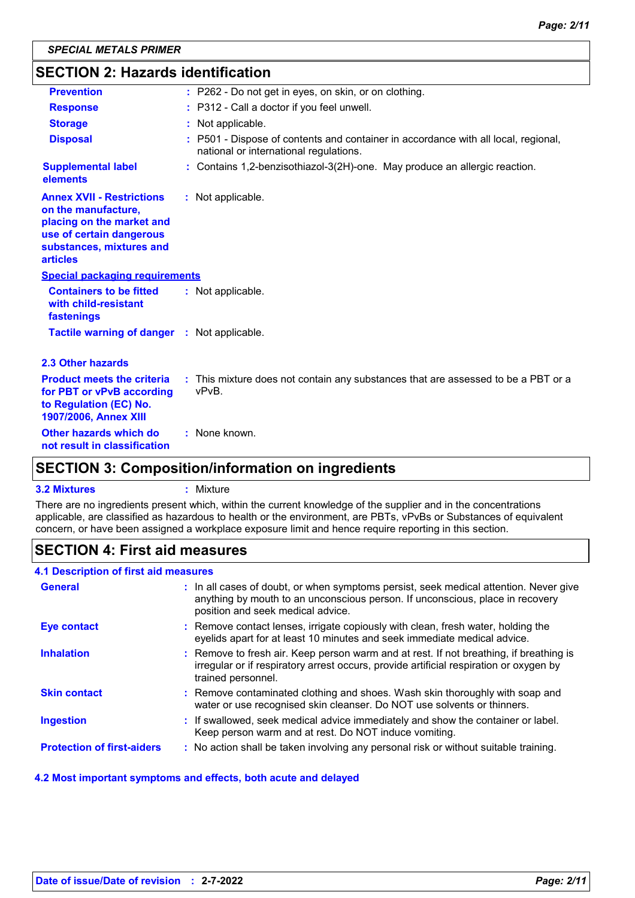**SPECIAL METALS PRIMER**

## SECTION 2: Hazards identification

| | |
|---|---|
| **Prevention** | : P262 - Do not get in eyes, on skin, or on clothing. |
| **Response** | : P312 - Call a doctor if you feel unwell. |
| **Storage** | : Not applicable. |
| **Disposal** | : P501 - Dispose of contents and container in accordance with all local, regional, national or international regulations. |
| **Supplemental label elements** | : Contains 1,2-benzisothiazol-3(2H)-one. May produce an allergic reaction. |
| **Annex XVII - Restrictions on the manufacture, placing on the market and use of certain dangerous substances, mixtures and articles** | : Not applicable. |

**Special packaging requirements**

| | |
|---|---|
| **Containers to be fitted with child-resistant fastenings** | : Not applicable. |
| **Tactile warning of danger** | : Not applicable. |

### 2.3 Other hazards

| | |
|---|---|
| **Product meets the criteria for PBT or vPvB according to Regulation (EC) No. 1907/2006, Annex XIII** | : This mixture does not contain any substances that are assessed to be a PBT or a vPvB. |
| **Other hazards which do not result in classification** | : None known. |

## SECTION 3: Composition/information on ingredients

**3.2 Mixtures** : Mixture

There are no ingredients present which, within the current knowledge of the supplier and in the concentrations applicable, are classified as hazardous to health or the environment, are PBTs, vPvBs or Substances of equivalent concern, or have been assigned a workplace exposure limit and hence require reporting in this section.

## SECTION 4: First aid measures

### 4.1 Description of first aid measures

| | |
|---|---|
| **General** | : In all cases of doubt, or when symptoms persist, seek medical attention. Never give anything by mouth to an unconscious person. If unconscious, place in recovery position and seek medical advice. |
| **Eye contact** | : Remove contact lenses, irrigate copiously with clean, fresh water, holding the eyelids apart for at least 10 minutes and seek immediate medical advice. |
| **Inhalation** | : Remove to fresh air. Keep person warm and at rest. If not breathing, if breathing is irregular or if respiratory arrest occurs, provide artificial respiration or oxygen by trained personnel. |
| **Skin contact** | : Remove contaminated clothing and shoes. Wash skin thoroughly with soap and water or use recognised skin cleanser. Do NOT use solvents or thinners. |
| **Ingestion** | : If swallowed, seek medical advice immediately and show the container or label. Keep person warm and at rest. Do NOT induce vomiting. |
| **Protection of first-aiders** | : No action shall be taken involving any personal risk or without suitable training. |

### 4.2 Most important symptoms and effects, both acute and delayed

**Date of issue/Date of revision** : **2-7-2022**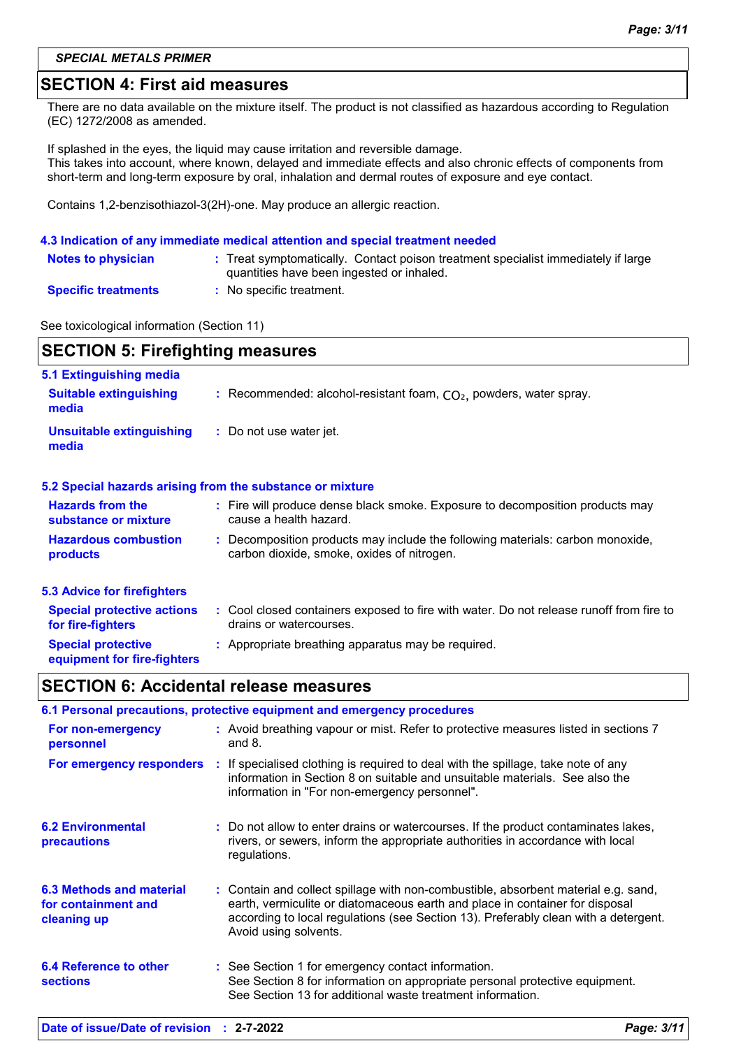## SECTION 4: First aid measures

There are no data available on the mixture itself. The product is not classified as hazardous according to Regulation (EC) 1272/2008 as amended.

If splashed in the eyes, the liquid may cause irritation and reversible damage.
This takes into account, where known, delayed and immediate effects and also chronic effects of components from short-term and long-term exposure by oral, inhalation and dermal routes of exposure and eye contact.

Contains 1,2-benzisothiazol-3(2H)-one. May produce an allergic reaction.

### 4.3 Indication of any immediate medical attention and special treatment needed

**Notes to physician** : Treat symptomatically. Contact poison treatment specialist immediately if large quantities have been ingested or inhaled.

**Specific treatments** : No specific treatment.

See toxicological information (Section 11)

## SECTION 5: Firefighting measures

### 5.1 Extinguishing media

**Suitable extinguishing media** : Recommended: alcohol-resistant foam, $CO_2$, powders, water spray.

**Unsuitable extinguishing media** : Do not use water jet.

### 5.2 Special hazards arising from the substance or mixture

**Hazards from the substance or mixture** : Fire will produce dense black smoke. Exposure to decomposition products may cause a health hazard.

**Hazardous combustion products** : Decomposition products may include the following materials: carbon monoxide, carbon dioxide, smoke, oxides of nitrogen.

### 5.3 Advice for firefighters

**Special protective actions for fire-fighters** : Cool closed containers exposed to fire with water. Do not release runoff from fire to drains or watercourses.

**Special protective equipment for fire-fighters** : Appropriate breathing apparatus may be required.

## SECTION 6: Accidental release measures

### 6.1 Personal precautions, protective equipment and emergency procedures

**For non-emergency personnel** : Avoid breathing vapour or mist. Refer to protective measures listed in sections 7 and 8.

**For emergency responders** : If specialised clothing is required to deal with the spillage, take note of any information in Section 8 on suitable and unsuitable materials. See also the information in "For non-emergency personnel".

**6.2 Environmental precautions** : Do not allow to enter drains or watercourses. If the product contaminates lakes, rivers, or sewers, inform the appropriate authorities in accordance with local regulations.

**6.3 Methods and material for containment and cleaning up** : Contain and collect spillage with non-combustible, absorbent material e.g. sand, earth, vermiculite or diatomaceous earth and place in container for disposal according to local regulations (see Section 13). Preferably clean with a detergent. Avoid using solvents.

**6.4 Reference to other sections** : See Section 1 for emergency contact information.
See Section 8 for information on appropriate personal protective equipment.
See Section 13 for additional waste treatment information.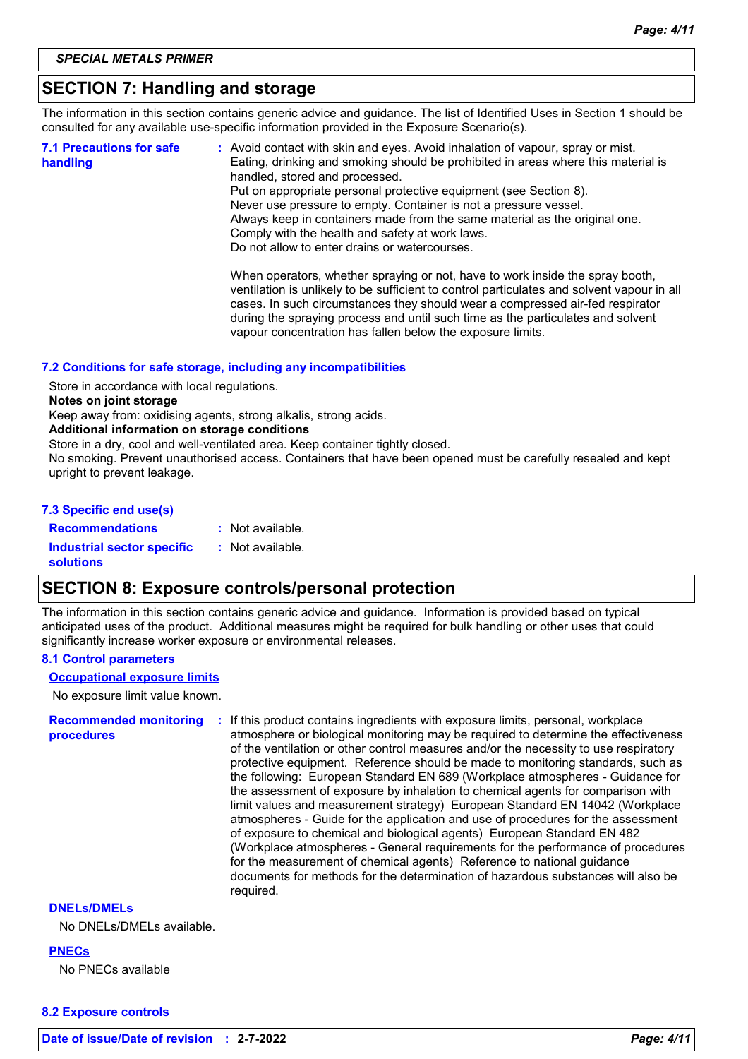**SPECIAL METALS PRIMER**

## SECTION 7: Handling and storage

The information in this section contains generic advice and guidance. The list of Identified Uses in Section 1 should be consulted for any available use-specific information provided in the Exposure Scenario(s).

**7.1 Precautions for safe handling**
: Avoid contact with skin and eyes. Avoid inhalation of vapour, spray or mist. Eating, drinking and smoking should be prohibited in areas where this material is handled, stored and processed.
Put on appropriate personal protective equipment (see Section 8).
Never use pressure to empty. Container is not a pressure vessel.
Always keep in containers made from the same material as the original one.
Comply with the health and safety at work laws.
Do not allow to enter drains or watercourses.

When operators, whether spraying or not, have to work inside the spray booth, ventilation is unlikely to be sufficient to control particulates and solvent vapour in all cases. In such circumstances they should wear a compressed air-fed respirator during the spraying process and until such time as the particulates and solvent vapour concentration has fallen below the exposure limits.

**7.2 Conditions for safe storage, including any incompatibilities**

Store in accordance with local regulations.
**Notes on joint storage**
Keep away from: oxidising agents, strong alkalis, strong acids.
**Additional information on storage conditions**
Store in a dry, cool and well-ventilated area. Keep container tightly closed.
No smoking. Prevent unauthorised access. Containers that have been opened must be carefully resealed and kept upright to prevent leakage.

**7.3 Specific end use(s)**

**Recommendations** : Not available.

**Industrial sector specific solutions** : Not available.

## SECTION 8: Exposure controls/personal protection

The information in this section contains generic advice and guidance. Information is provided based on typical anticipated uses of the product. Additional measures might be required for bulk handling or other uses that could significantly increase worker exposure or environmental releases.

**8.1 Control parameters**

**Occupational exposure limits**

No exposure limit value known.

**Recommended monitoring procedures**
: If this product contains ingredients with exposure limits, personal, workplace atmosphere or biological monitoring may be required to determine the effectiveness of the ventilation or other control measures and/or the necessity to use respiratory protective equipment. Reference should be made to monitoring standards, such as the following: European Standard EN 689 (Workplace atmospheres - Guidance for the assessment of exposure by inhalation to chemical agents for comparison with limit values and measurement strategy) European Standard EN 14042 (Workplace atmospheres - Guide for the application and use of procedures for the assessment of exposure to chemical and biological agents) European Standard EN 482 (Workplace atmospheres - General requirements for the performance of procedures for the measurement of chemical agents) Reference to national guidance documents for methods for the determination of hazardous substances will also be required.

**DNELs/DMELs**

No DNELs/DMELs available.

**PNECs**

No PNECs available

**8.2 Exposure controls**

**Date of issue/Date of revision** : **2-7-2022**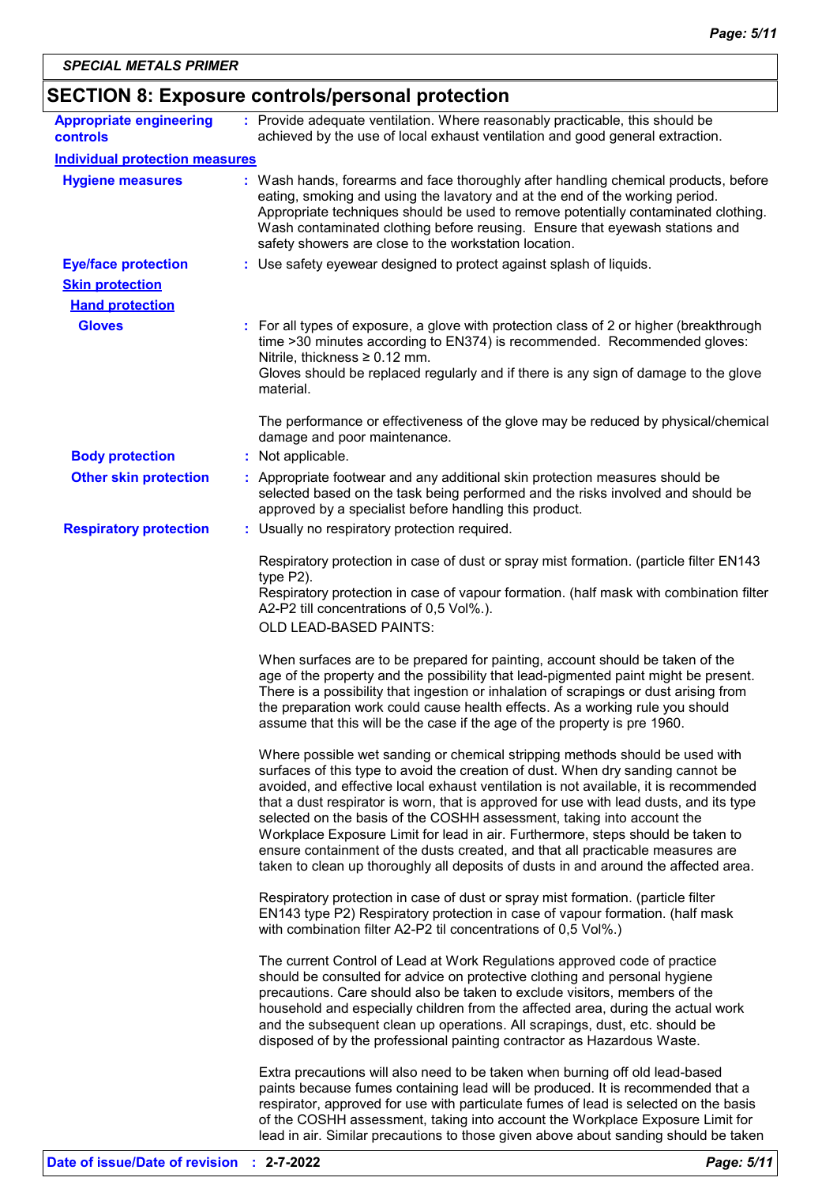SPECIAL METALS PRIMER

## SECTION 8: Exposure controls/personal protection

**Appropriate engineering controls** : Provide adequate ventilation. Where reasonably practicable, this should be achieved by the use of local exhaust ventilation and good general extraction.

**Individual protection measures**

**Hygiene measures** : Wash hands, forearms and face thoroughly after handling chemical products, before eating, smoking and using the lavatory and at the end of the working period. Appropriate techniques should be used to remove potentially contaminated clothing. Wash contaminated clothing before reusing. Ensure that eyewash stations and safety showers are close to the workstation location.

**Eye/face protection** : Use safety eyewear designed to protect against splash of liquids.

**Skin protection**

**Hand protection**

**Gloves** : For all types of exposure, a glove with protection class of 2 or higher (breakthrough time >30 minutes according to EN374) is recommended. Recommended gloves: Nitrile, thickness ≥ 0.12 mm.
Gloves should be replaced regularly and if there is any sign of damage to the glove material.

The performance or effectiveness of the glove may be reduced by physical/chemical damage and poor maintenance.

**Body protection** : Not applicable.

**Other skin protection** : Appropriate footwear and any additional skin protection measures should be selected based on the task being performed and the risks involved and should be approved by a specialist before handling this product.

**Respiratory protection** : Usually no respiratory protection required.

Respiratory protection in case of dust or spray mist formation. (particle filter EN143 type P2).
Respiratory protection in case of vapour formation. (half mask with combination filter A2-P2 till concentrations of 0,5 Vol%.).
OLD LEAD-BASED PAINTS:

When surfaces are to be prepared for painting, account should be taken of the age of the property and the possibility that lead-pigmented paint might be present. There is a possibility that ingestion or inhalation of scrapings or dust arising from the preparation work could cause health effects. As a working rule you should assume that this will be the case if the age of the property is pre 1960.

Where possible wet sanding or chemical stripping methods should be used with surfaces of this type to avoid the creation of dust. When dry sanding cannot be avoided, and effective local exhaust ventilation is not available, it is recommended that a dust respirator is worn, that is approved for use with lead dusts, and its type selected on the basis of the COSHH assessment, taking into account the Workplace Exposure Limit for lead in air. Furthermore, steps should be taken to ensure containment of the dusts created, and that all practicable measures are taken to clean up thoroughly all deposits of dusts in and around the affected area.

Respiratory protection in case of dust or spray mist formation. (particle filter EN143 type P2) Respiratory protection in case of vapour formation. (half mask with combination filter A2-P2 til concentrations of 0,5 Vol%.)

The current Control of Lead at Work Regulations approved code of practice should be consulted for advice on protective clothing and personal hygiene precautions. Care should also be taken to exclude visitors, members of the household and especially children from the affected area, during the actual work and the subsequent clean up operations. All scrapings, dust, etc. should be disposed of by the professional painting contractor as Hazardous Waste.

Extra precautions will also need to be taken when burning off old lead-based paints because fumes containing lead will be produced. It is recommended that a respirator, approved for use with particulate fumes of lead is selected on the basis of the COSHH assessment, taking into account the Workplace Exposure Limit for lead in air. Similar precautions to those given above about sanding should be taken

**Date of issue/Date of revision** : **2-7-2022**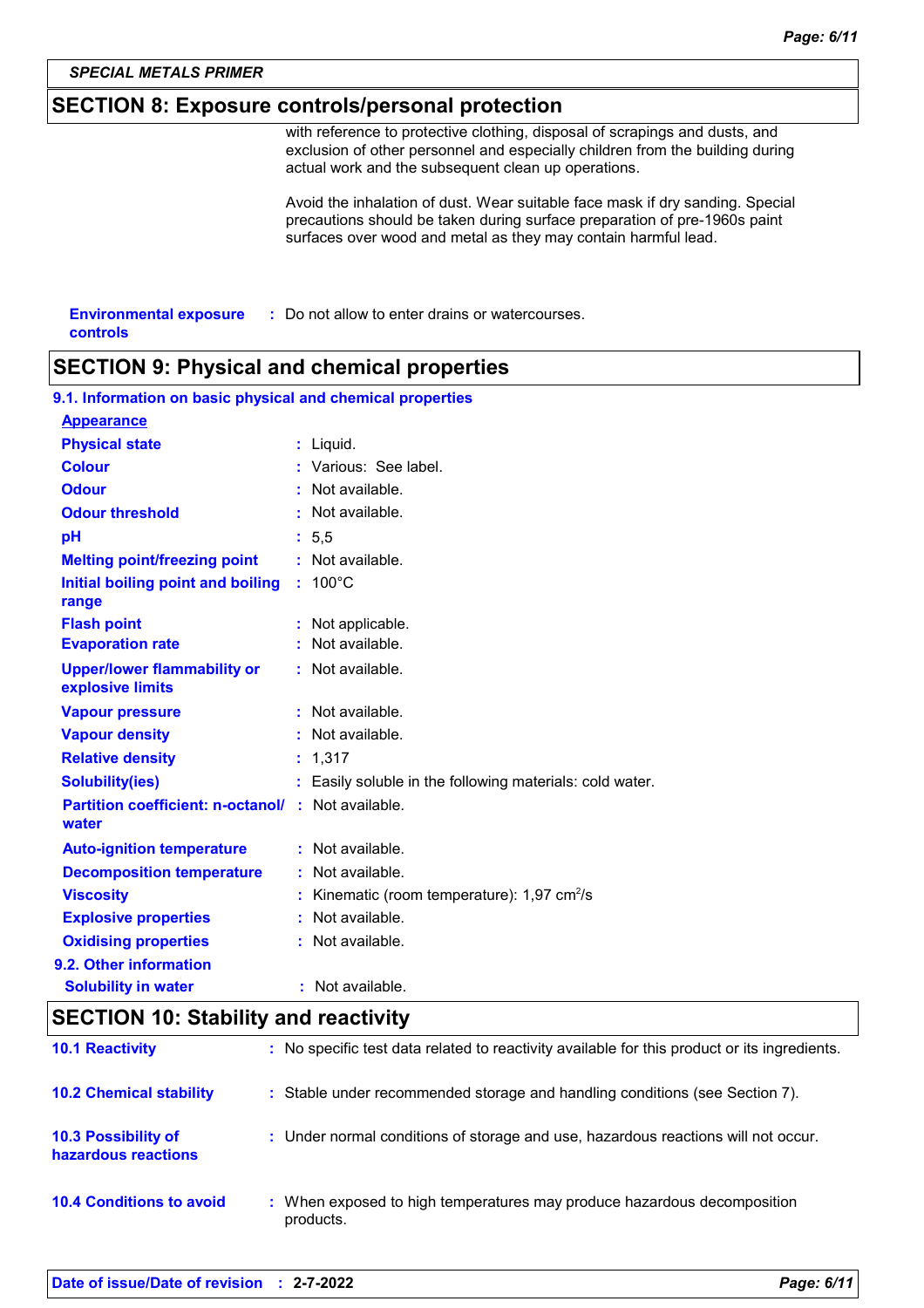SPECIAL METALS PRIMER

## SECTION 8: Exposure controls/personal protection

with reference to protective clothing, disposal of scrapings and dusts, and exclusion of other personnel and especially children from the building during actual work and the subsequent clean up operations.

Avoid the inhalation of dust. Wear suitable face mask if dry sanding. Special precautions should be taken during surface preparation of pre-1960s paint surfaces over wood and metal as they may contain harmful lead.

**Environmental exposure controls** : Do not allow to enter drains or watercourses.

## SECTION 9: Physical and chemical properties

### 9.1. Information on basic physical and chemical properties

**Appearance**

| Property | Value |
|---|---|
| Physical state | Liquid. |
| Colour | Various: See label. |
| Odour | Not available. |
| Odour threshold | Not available. |
| pH | 5,5 |
| Melting point/freezing point | Not available. |
| Initial boiling point and boiling range | 100°C |
| Flash point | Not applicable. |
| Evaporation rate | Not available. |
| Upper/lower flammability or explosive limits | Not available. |
| Vapour pressure | Not available. |
| Vapour density | Not available. |
| Relative density | 1,317 |
| Solubility(ies) | Easily soluble in the following materials: cold water. |
| Partition coefficient: n-octanol/water | Not available. |
| Auto-ignition temperature | Not available. |
| Decomposition temperature | Not available. |
| Viscosity | Kinematic (room temperature): 1,97 $cm^2/s$ |
| Explosive properties | Not available. |
| Oxidising properties | Not available. |

### 9.2. Other information

| Property | Value |
|---|---|
| Solubility in water | Not available. |

## SECTION 10: Stability and reactivity

**10.1 Reactivity** : No specific test data related to reactivity available for this product or its ingredients.

**10.2 Chemical stability** : Stable under recommended storage and handling conditions (see Section 7).

**10.3 Possibility of hazardous reactions** : Under normal conditions of storage and use, hazardous reactions will not occur.

**10.4 Conditions to avoid** : When exposed to high temperatures may produce hazardous decomposition products.

Date of issue/Date of revision : 2-7-2022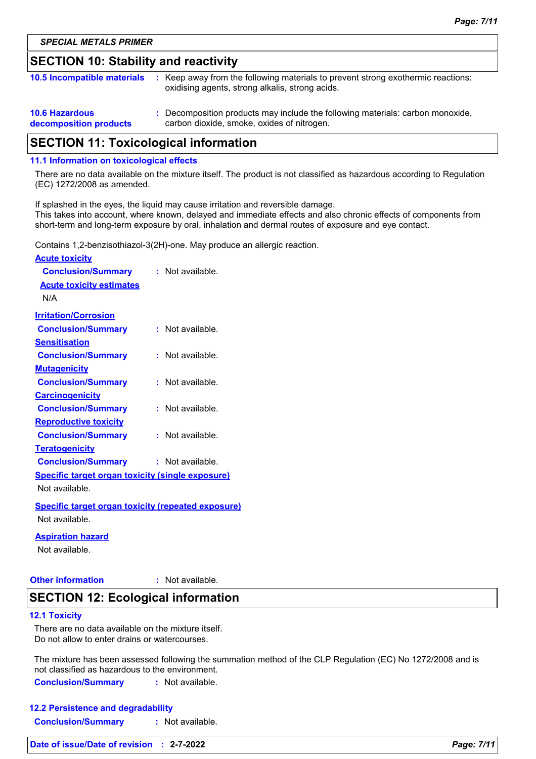## SECTION 10: Stability and reactivity

**10.5 Incompatible materials** : Keep away from the following materials to prevent strong exothermic reactions: oxidising agents, strong alkalis, strong acids.

**10.6 Hazardous decomposition products** : Decomposition products may include the following materials: carbon monoxide, carbon dioxide, smoke, oxides of nitrogen.

## SECTION 11: Toxicological information

### 11.1 Information on toxicological effects

There are no data available on the mixture itself. The product is not classified as hazardous according to Regulation (EC) 1272/2008 as amended.

If splashed in the eyes, the liquid may cause irritation and reversible damage.
This takes into account, where known, delayed and immediate effects and also chronic effects of components from short-term and long-term exposure by oral, inhalation and dermal routes of exposure and eye contact.

Contains 1,2-benzisothiazol-3(2H)-one. May produce an allergic reaction.

**Acute toxicity**

**Conclusion/Summary** : Not available.

**Acute toxicity estimates**

N/A

**Irritation/Corrosion**

**Conclusion/Summary** : Not available.

**Sensitisation**

**Conclusion/Summary** : Not available.

**Mutagenicity**

**Conclusion/Summary** : Not available.

**Carcinogenicity**

**Conclusion/Summary** : Not available.

**Reproductive toxicity**

**Conclusion/Summary** : Not available.

**Teratogenicity**

**Conclusion/Summary** : Not available.

**Specific target organ toxicity (single exposure)**

Not available.

**Specific target organ toxicity (repeated exposure)**

Not available.

**Aspiration hazard**

Not available.

**Other information** : Not available.

## SECTION 12: Ecological information

### 12.1 Toxicity

There are no data available on the mixture itself.
Do not allow to enter drains or watercourses.

The mixture has been assessed following the summation method of the CLP Regulation (EC) No 1272/2008 and is not classified as hazardous to the environment.

**Conclusion/Summary** : Not available.

### 12.2 Persistence and degradability

**Conclusion/Summary** : Not available.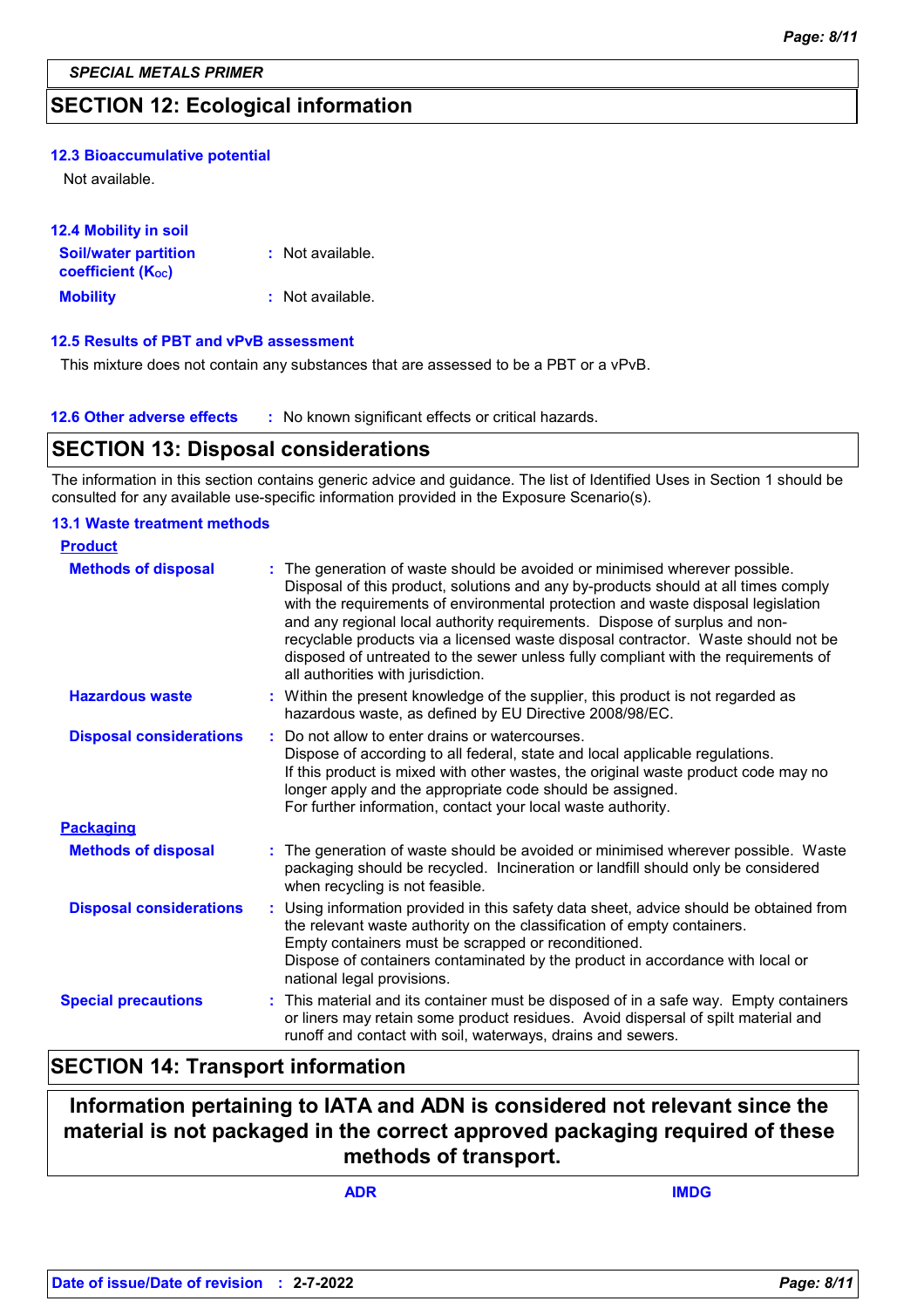SPECIAL METALS PRIMER

## SECTION 12: Ecological information

### 12.3 Bioaccumulative potential

Not available.

### 12.4 Mobility in soil

| | |
|---|---|
| **Soil/water partition coefficient ($K_{OC}$)** | : Not available. |
| **Mobility** | : Not available. |

### 12.5 Results of PBT and vPvB assessment

This mixture does not contain any substances that are assessed to be a PBT or a vPvB.

**12.6 Other adverse effects** : No known significant effects or critical hazards.

## SECTION 13: Disposal considerations

The information in this section contains generic advice and guidance. The list of Identified Uses in Section 1 should be consulted for any available use-specific information provided in the Exposure Scenario(s).

### 13.1 Waste treatment methods

**Product**

**Methods of disposal** : The generation of waste should be avoided or minimised wherever possible. Disposal of this product, solutions and any by-products should at all times comply with the requirements of environmental protection and waste disposal legislation and any regional local authority requirements. Dispose of surplus and non-recyclable products via a licensed waste disposal contractor. Waste should not be disposed of untreated to the sewer unless fully compliant with the requirements of all authorities with jurisdiction.

**Hazardous waste** : Within the present knowledge of the supplier, this product is not regarded as hazardous waste, as defined by EU Directive 2008/98/EC.

**Disposal considerations** : Do not allow to enter drains or watercourses.
Dispose of according to all federal, state and local applicable regulations.
If this product is mixed with other wastes, the original waste product code may no longer apply and the appropriate code should be assigned.
For further information, contact your local waste authority.

**Packaging**

**Methods of disposal** : The generation of waste should be avoided or minimised wherever possible. Waste packaging should be recycled. Incineration or landfill should only be considered when recycling is not feasible.

**Disposal considerations** : Using information provided in this safety data sheet, advice should be obtained from the relevant waste authority on the classification of empty containers.
Empty containers must be scrapped or reconditioned.
Dispose of containers contaminated by the product in accordance with local or national legal provisions.

**Special precautions** : This material and its container must be disposed of in a safe way. Empty containers or liners may retain some product residues. Avoid dispersal of spilt material and runoff and contact with soil, waterways, drains and sewers.

## SECTION 14: Transport information

**Information pertaining to IATA and ADN is considered not relevant since the material is not packaged in the correct approved packaging required of these methods of transport.**

| | ADR | IMDG |
|---|---|---|

Date of issue/Date of revision : 2-7-2022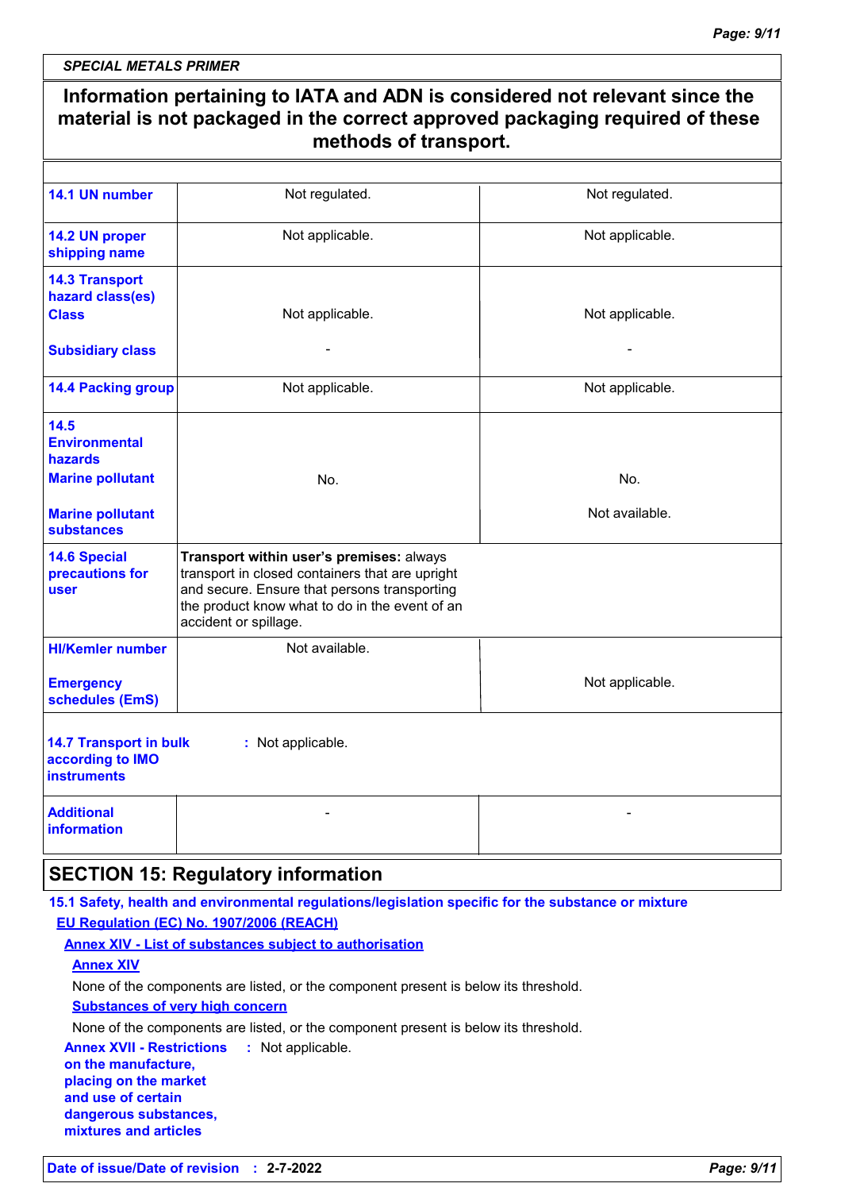*SPECIAL METALS PRIMER*

**Information pertaining to IATA and ADN is considered not relevant since the material is not packaged in the correct approved packaging required of these methods of transport.**

| | | |
|---|---|---|
| **14.1 UN number** | Not regulated. | Not regulated. |
| **14.2 UN proper shipping name** | Not applicable. | Not applicable. |
| **14.3 Transport hazard class(es)** **Class** | Not applicable. | Not applicable. |
| **Subsidiary class** | - | - |
| **14.4 Packing group** | Not applicable. | Not applicable. |
| **14.5 Environmental hazards** **Marine pollutant** | No. | No. |
| **Marine pollutant substances** | | Not available. |
| **14.6 Special precautions for user** | **Transport within user's premises:** always transport in closed containers that are upright and secure. Ensure that persons transporting the product know what to do in the event of an accident or spillage. | |
| **HI/Kemler number** | Not available. | |
| **Emergency schedules (EmS)** | | Not applicable. |
| **14.7 Transport in bulk according to IMO instruments** | : Not applicable. | |
| **Additional information** | - | - |

## SECTION 15: Regulatory information

**15.1 Safety, health and environmental regulations/legislation specific for the substance or mixture**

**EU Regulation (EC) No. 1907/2006 (REACH)**

**Annex XIV - List of substances subject to authorisation**

**Annex XIV**

None of the components are listed, or the component present is below its threshold.

**Substances of very high concern**

None of the components are listed, or the component present is below its threshold.

**Annex XVII - Restrictions on the manufacture, placing on the market and use of certain dangerous substances, mixtures and articles** : Not applicable.

**Date of issue/Date of revision** : **2-7-2022**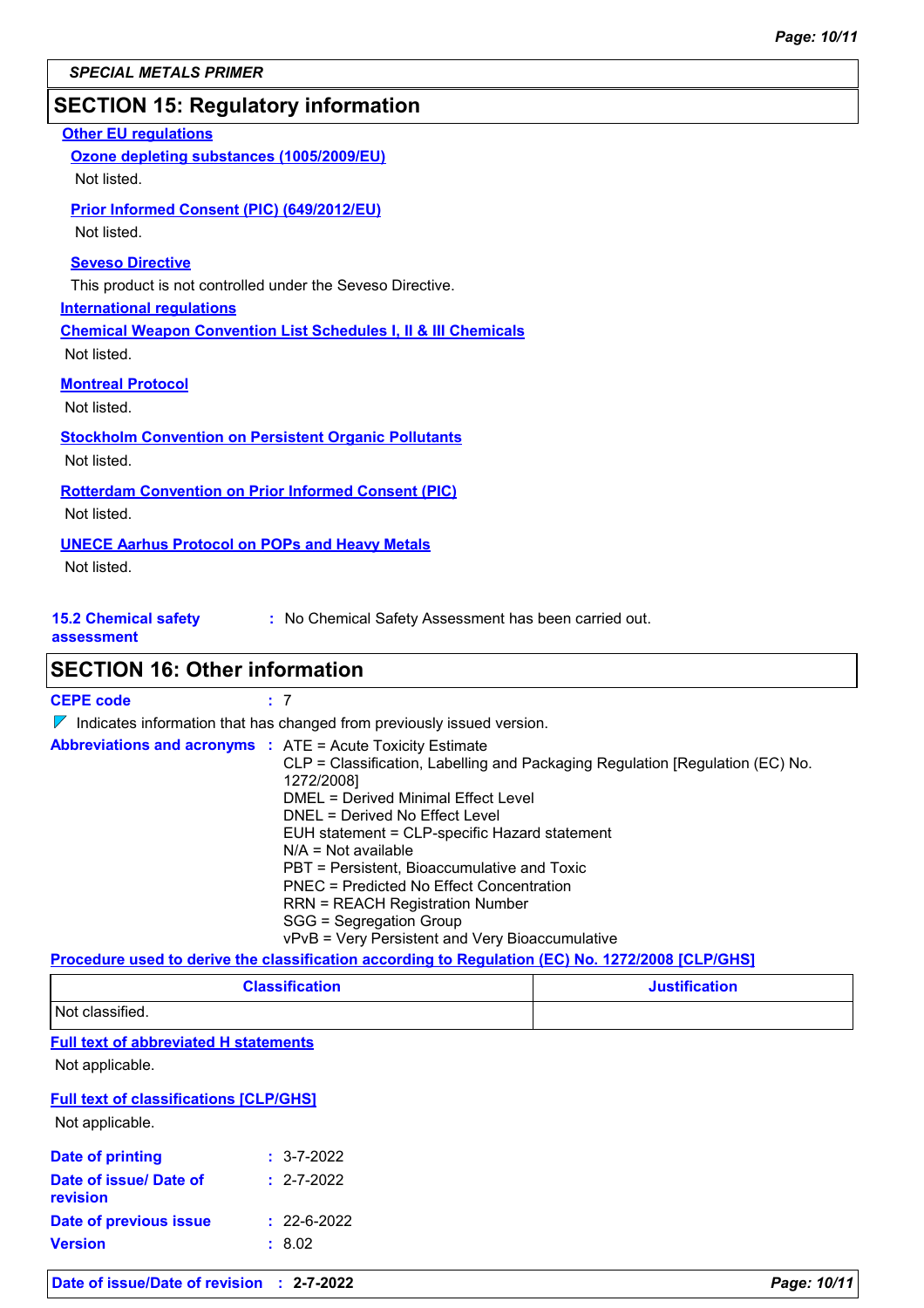**SPECIAL METALS PRIMER**

## SECTION 15: Regulatory information

**Other EU regulations**

**Ozone depleting substances (1005/2009/EU)**

Not listed.

**Prior Informed Consent (PIC) (649/2012/EU)**

Not listed.

**Seveso Directive**

This product is not controlled under the Seveso Directive.

**International regulations**

**Chemical Weapon Convention List Schedules I, II & III Chemicals**

Not listed.

**Montreal Protocol**

Not listed.

**Stockholm Convention on Persistent Organic Pollutants**

Not listed.

**Rotterdam Convention on Prior Informed Consent (PIC)**

Not listed.

**UNECE Aarhus Protocol on POPs and Heavy Metals**

Not listed.

**15.2 Chemical safety assessment** : No Chemical Safety Assessment has been carried out.

## SECTION 16: Other information

**CEPE code** : 7

▼ Indicates information that has changed from previously issued version.

**Abbreviations and acronyms** :
ATE = Acute Toxicity Estimate
CLP = Classification, Labelling and Packaging Regulation [Regulation (EC) No. 1272/2008]
DMEL = Derived Minimal Effect Level
DNEL = Derived No Effect Level
EUH statement = CLP-specific Hazard statement
N/A = Not available
PBT = Persistent, Bioaccumulative and Toxic
PNEC = Predicted No Effect Concentration
RRN = REACH Registration Number
SGG = Segregation Group
vPvB = Very Persistent and Very Bioaccumulative

**Procedure used to derive the classification according to Regulation (EC) No. 1272/2008 [CLP/GHS]**

| Classification | Justification |
|---|---|
| Not classified. | |

**Full text of abbreviated H statements**

Not applicable.

**Full text of classifications [CLP/GHS]**

Not applicable.

**Date of printing** : 3-7-2022

**Date of issue/ Date of revision** : 2-7-2022

**Date of previous issue** : 22-6-2022

**Version** : 8.02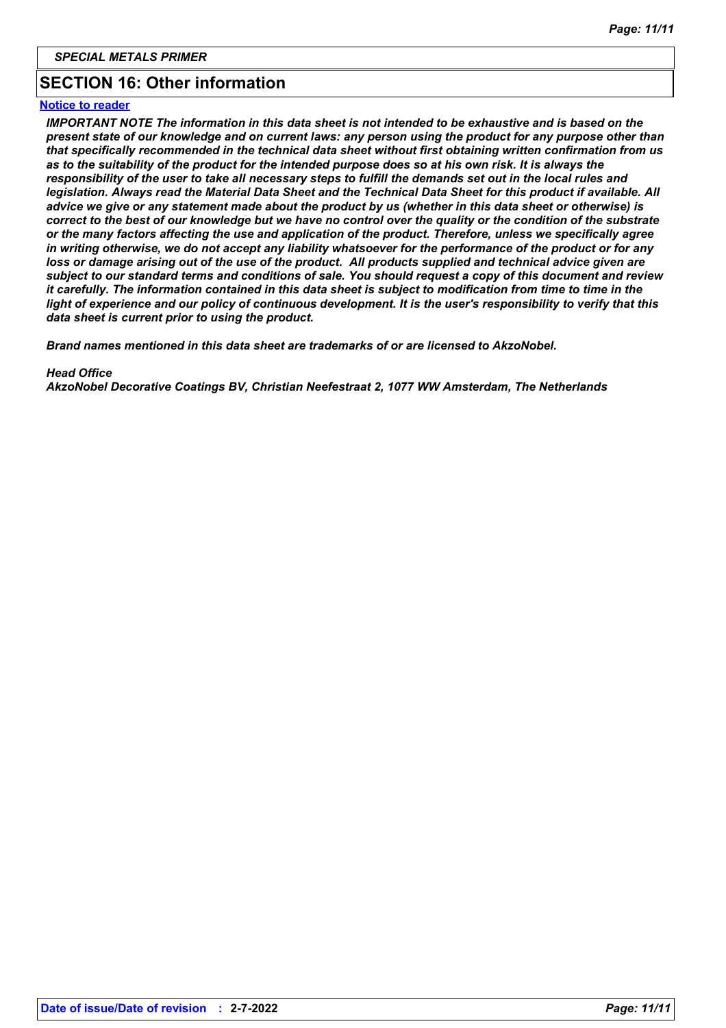## SECTION 16: Other information

**Notice to reader**

***IMPORTANT NOTE The information in this data sheet is not intended to be exhaustive and is based on the present state of our knowledge and on current laws: any person using the product for any purpose other than that specifically recommended in the technical data sheet without first obtaining written confirmation from us as to the suitability of the product for the intended purpose does so at his own risk. It is always the responsibility of the user to take all necessary steps to fulfill the demands set out in the local rules and legislation. Always read the Material Data Sheet and the Technical Data Sheet for this product if available. All advice we give or any statement made about the product by us (whether in this data sheet or otherwise) is correct to the best of our knowledge but we have no control over the quality or the condition of the substrate or the many factors affecting the use and application of the product. Therefore, unless we specifically agree in writing otherwise, we do not accept any liability whatsoever for the performance of the product or for any loss or damage arising out of the use of the product. All products supplied and technical advice given are subject to our standard terms and conditions of sale. You should request a copy of this document and review it carefully. The information contained in this data sheet is subject to modification from time to time in the light of experience and our policy of continuous development. It is the user's responsibility to verify that this data sheet is current prior to using the product.***

***Brand names mentioned in this data sheet are trademarks of or are licensed to AkzoNobel.***

***Head Office***
***AkzoNobel Decorative Coatings BV, Christian Neefestraat 2, 1077 WW Amsterdam, The Netherlands***

**Date of issue/Date of revision : 2-7-2022**